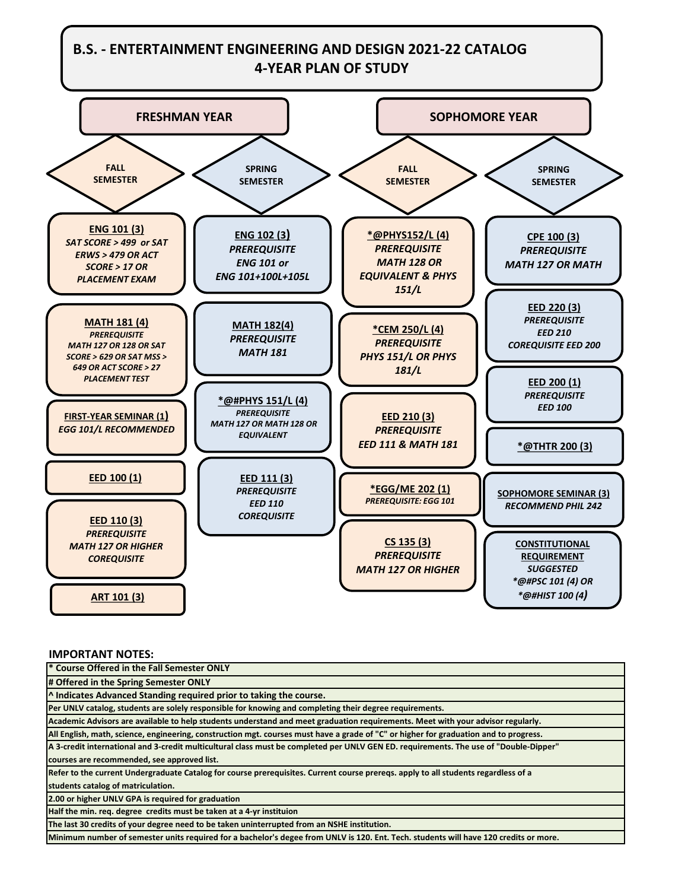# B.S. - ENTERTAINMENT ENGINEERING AND DESIGN 2021-22 CATALOG
## 4-YEAR PLAN OF STUDY

## FRESHMAN YEAR

### FALL SEMESTER

- **ENG 101 (3)**
  *SAT SCORE > 499 or SAT ERWS > 479 OR ACT SCORE > 17 OR PLACEMENT EXAM*
- **MATH 181 (4)**
  *PREREQUISITE MATH 127 OR 128 OR SAT SCORE > 629 OR SAT MSS > 649 OR ACT SCORE > 27 PLACEMENT TEST*
- **FIRST-YEAR SEMINAR (1)**
  *EGG 101/L RECOMMENDED*
- **EED 100 (1)**
- **EED 110 (3)**
  *PREREQUISITE MATH 127 OR HIGHER COREQUISITE*
- **ART 101 (3)**

### SPRING SEMESTER

- **ENG 102 (3)**
  *PREREQUISITE ENG 101 or ENG 101+100L+105L*
- **MATH 182(4)**
  *PREREQUISITE MATH 181*
- ***@#PHYS 151/L (4)**
  *PREREQUISITE MATH 127 OR MATH 128 OR EQUIVALENT*
- **EED 111 (3)**
  *PREREQUISITE EED 110 COREQUISITE*

## SOPHOMORE YEAR

### FALL SEMESTER

- ***@PHYS152/L (4)**
  *PREREQUISITE MATH 128 OR EQUIVALENT & PHYS 151/L*
- ***CEM 250/L (4)**
  *PREREQUISITE PHYS 151/L OR PHYS 181/L*
- **EED 210 (3)**
  *PREREQUISITE EED 111 & MATH 181*
- ***EGG/ME 202 (1)**
  *PREREQUISITE: EGG 101*
- **CS 135 (3)**
  *PREREQUISITE MATH 127 OR HIGHER*

### SPRING SEMESTER

- **CPE 100 (3)**
  *PREREQUISITE MATH 127 OR MATH*
- **EED 220 (3)**
  *PREREQUISITE EED 210 COREQUISITE EED 200*
- **EED 200 (1)**
  *PREREQUISITE EED 100*
- ***@THTR 200 (3)**
- **SOPHOMORE SEMINAR (3)**
  *RECOMMEND PHIL 242*
- **CONSTITUTIONAL REQUIREMENT**
  *SUGGESTED *@#PSC 101 (4) OR *@#HIST 100 (4)*

## IMPORTANT NOTES:

| |
|---|
| * Course Offered in the Fall Semester ONLY |
| # Offered in the Spring Semester ONLY |
| ^ Indicates Advanced Standing required prior to taking the course. |
| Per UNLV catalog, students are solely responsible for knowing and completing their degree requirements. |
| Academic Advisors are available to help students understand and meet graduation requirements. Meet with your advisor regularly. |
| All English, math, science, engineering, construction mgt. courses must have a grade of "C" or higher for graduation and to progress. |
| A 3-credit international and 3-credit multicultural class must be completed per UNLV GEN ED. requirements. The use of "Double-Dipper" courses are recommended, see approved list. |
| Refer to the current Undergraduate Catalog for course prerequisites. Current course prereqs. apply to all students regardless of a students catalog of matriculation. |
| 2.00 or higher UNLV GPA is required for graduation |
| Half the min. req. degree credits must be taken at a 4-yr instituion |
| The last 30 credits of your degree need to be taken uninterrupted from an NSHE institution. |
| Minimum number of semester units required for a bachelor's degee from UNLV is 120. Ent. Tech. students will have 120 credits or more. |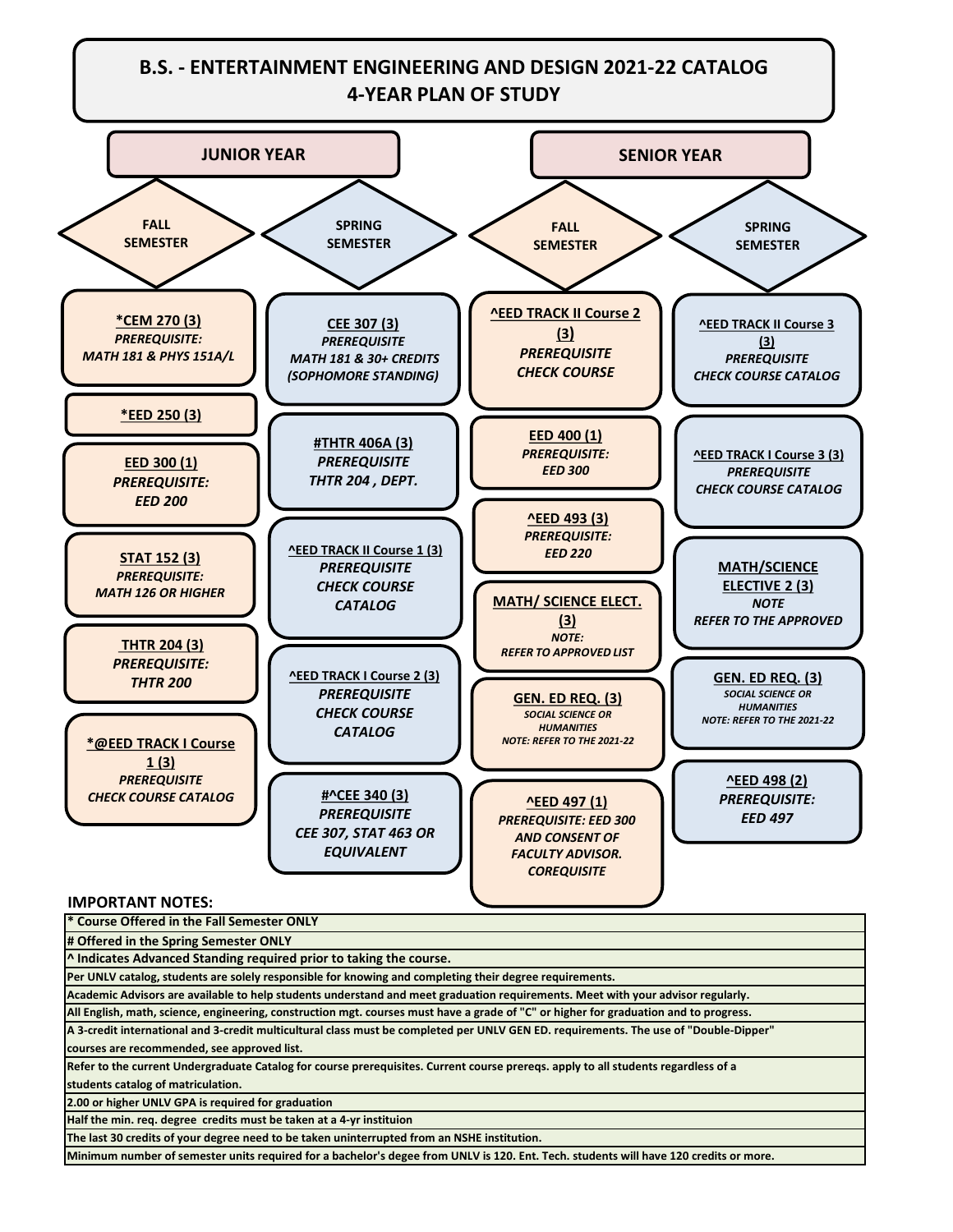# B.S. - ENTERTAINMENT ENGINEERING AND DESIGN 2021-22 CATALOG
# 4-YEAR PLAN OF STUDY

## JUNIOR YEAR

### FALL SEMESTER

**\*CEM 270 (3)**
*PREREQUISITE:*
*MATH 181 & PHYS 151A/L*

**\*EED 250 (3)**

**EED 300 (1)**
*PREREQUISITE:*
*EED 200*

**STAT 152 (3)**
*PREREQUISITE:*
*MATH 126 OR HIGHER*

**THTR 204 (3)**
*PREREQUISITE:*
*THTR 200*

**\*@EED TRACK I Course 1 (3)**
*PREREQUISITE*
*CHECK COURSE CATALOG*

### SPRING SEMESTER

**CEE 307 (3)**
*PREREQUISITE*
*MATH 181 & 30+ CREDITS (SOPHOMORE STANDING)*

**#THTR 406A (3)**
*PREREQUISITE*
*THTR 204 , DEPT.*

**^EED TRACK II Course 1 (3)**
*PREREQUISITE*
*CHECK COURSE CATALOG*

**^EED TRACK I Course 2 (3)**
*PREREQUISITE*
*CHECK COURSE CATALOG*

**#^CEE 340 (3)**
*PREREQUISITE*
*CEE 307, STAT 463 OR EQUIVALENT*

## SENIOR YEAR

### FALL SEMESTER

**^EED TRACK II Course 2 (3)**
*PREREQUISITE*
*CHECK COURSE*

**EED 400 (1)**
*PREREQUISITE:*
*EED 300*

**^EED 493 (3)**
*PREREQUISITE:*
*EED 220*

**MATH/ SCIENCE ELECT. (3)**
*NOTE:*
*REFER TO APPROVED LIST*

**GEN. ED REQ. (3)**
*SOCIAL SCIENCE OR HUMANITIES*
*NOTE: REFER TO THE 2021-22*

**^EED 497 (1)**
*PREREQUISITE: EED 300 AND CONSENT OF FACULTY ADVISOR. COREQUISITE*

### SPRING SEMESTER

**^EED TRACK II Course 3 (3)**
*PREREQUISITE*
*CHECK COURSE CATALOG*

**^EED TRACK I Course 3 (3)**
*PREREQUISITE*
*CHECK COURSE CATALOG*

**MATH/SCIENCE ELECTIVE 2 (3)**
*NOTE*
*REFER TO THE APPROVED*

**GEN. ED REQ. (3)**
*SOCIAL SCIENCE OR HUMANITIES*
*NOTE: REFER TO THE 2021-22*

**^EED 498 (2)**
*PREREQUISITE:*
*EED 497*

## IMPORTANT NOTES:

| |
|---|
| * Course Offered in the Fall Semester ONLY |
| # Offered in the Spring Semester ONLY |
| ^ Indicates Advanced Standing required prior to taking the course. |
| Per UNLV catalog, students are solely responsible for knowing and completing their degree requirements. |
| Academic Advisors are available to help students understand and meet graduation requirements. Meet with your advisor regularly. |
| All English, math, science, engineering, construction mgt. courses must have a grade of "C" or higher for graduation and to progress. |
| A 3-credit international and 3-credit multicultural class must be completed per UNLV GEN ED. requirements. The use of "Double-Dipper" courses are recommended, see approved list. |
| Refer to the current Undergraduate Catalog for course prerequisites. Current course prereqs. apply to all students regardless of a students catalog of matriculation. |
| 2.00 or higher UNLV GPA is required for graduation |
| Half the min. req. degree credits must be taken at a 4-yr instituion |
| The last 30 credits of your degree need to be taken uninterrupted from an NSHE institution. |
| Minimum number of semester units required for a bachelor's degee from UNLV is 120. Ent. Tech. students will have 120 credits or more. |